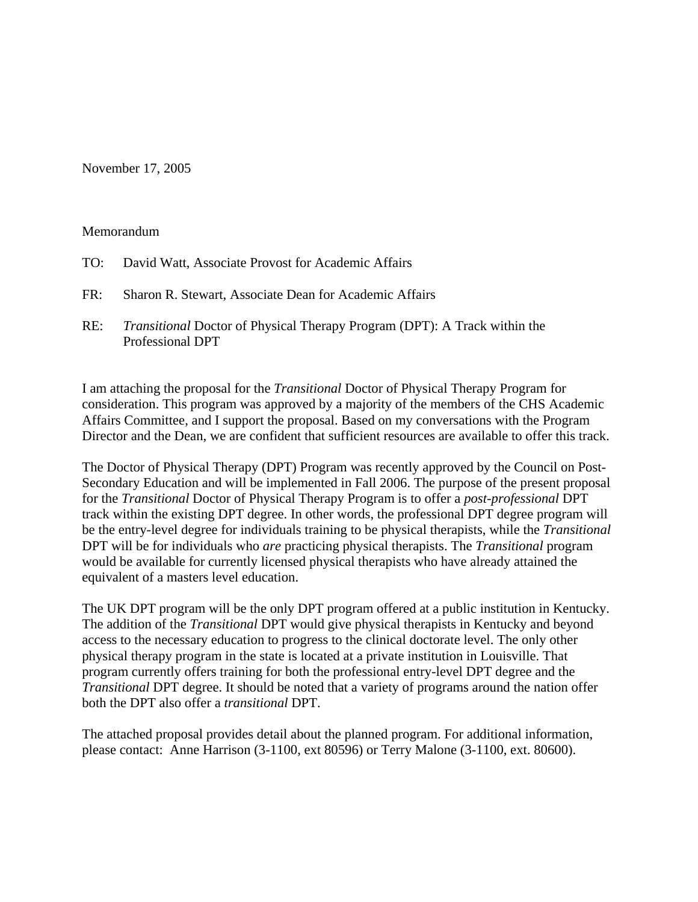November 17, 2005

Memorandum

TO: David Watt, Associate Provost for Academic Affairs

FR: Sharon R. Stewart, Associate Dean for Academic Affairs

RE: *Transitional* Doctor of Physical Therapy Program (DPT): A Track within the Professional DPT

I am attaching the proposal for the *Transitional* Doctor of Physical Therapy Program for consideration. This program was approved by a majority of the members of the CHS Academic Affairs Committee, and I support the proposal. Based on my conversations with the Program Director and the Dean, we are confident that sufficient resources are available to offer this track.

The Doctor of Physical Therapy (DPT) Program was recently approved by the Council on Post-Secondary Education and will be implemented in Fall 2006. The purpose of the present proposal for the *Transitional* Doctor of Physical Therapy Program is to offer a *post-professional* DPT track within the existing DPT degree. In other words, the professional DPT degree program will be the entry-level degree for individuals training to be physical therapists, while the *Transitional* DPT will be for individuals who *are* practicing physical therapists. The *Transitional* program would be available for currently licensed physical therapists who have already attained the equivalent of a masters level education.

The UK DPT program will be the only DPT program offered at a public institution in Kentucky. The addition of the *Transitional* DPT would give physical therapists in Kentucky and beyond access to the necessary education to progress to the clinical doctorate level. The only other physical therapy program in the state is located at a private institution in Louisville. That program currently offers training for both the professional entry-level DPT degree and the *Transitional* DPT degree. It should be noted that a variety of programs around the nation offer both the DPT also offer a *transitional* DPT.

The attached proposal provides detail about the planned program. For additional information, please contact: Anne Harrison (3-1100, ext 80596) or Terry Malone (3-1100, ext. 80600).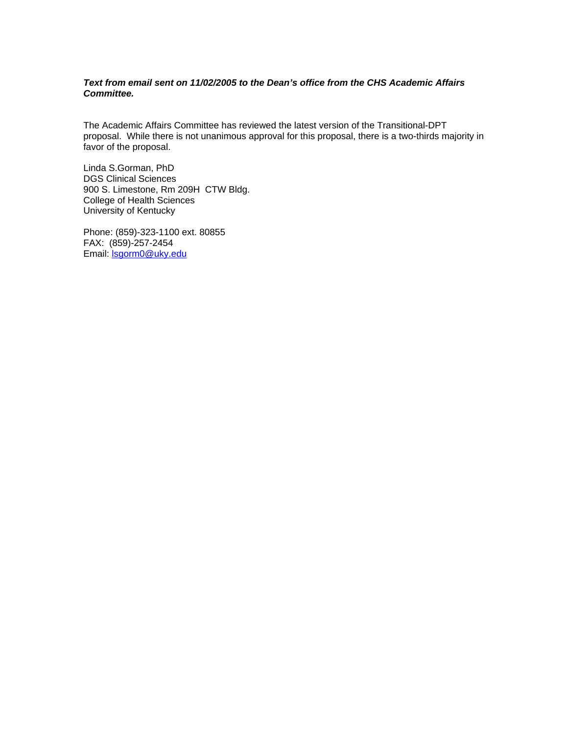***Text from email sent on 11/02/2005 to the Dean's office from the CHS Academic Affairs Committee.***

The Academic Affairs Committee has reviewed the latest version of the Transitional-DPT proposal. While there is not unanimous approval for this proposal, there is a two-thirds majority in favor of the proposal.

Linda S.Gorman, PhD  
DGS Clinical Sciences  
900 S. Limestone, Rm 209H CTW Bldg.  
College of Health Sciences  
University of Kentucky

Phone: (859)-323-1100 ext. 80855  
FAX: (859)-257-2454  
Email: lsgorm0@uky.edu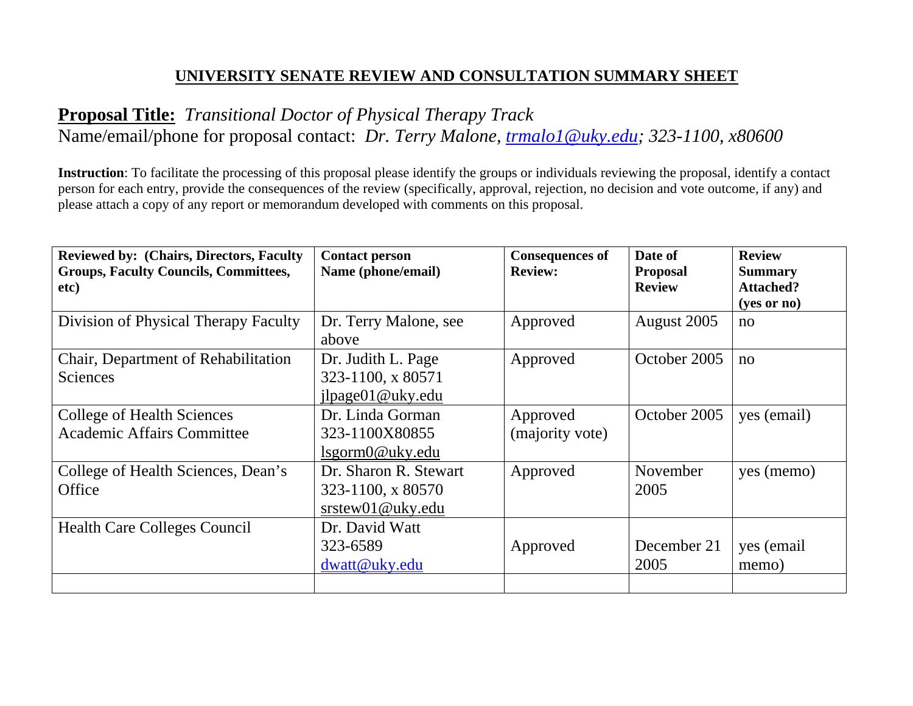## UNIVERSITY SENATE REVIEW AND CONSULTATION SUMMARY SHEET

**Proposal Title:** *Transitional Doctor of Physical Therapy Track*
Name/email/phone for proposal contact: *Dr. Terry Malone, trmalo1@uky.edu; 323-1100, x80600*

**Instruction**: To facilitate the processing of this proposal please identify the groups or individuals reviewing the proposal, identify a contact person for each entry, provide the consequences of the review (specifically, approval, rejection, no decision and vote outcome, if any) and please attach a copy of any report or memorandum developed with comments on this proposal.

| **Reviewed by: (Chairs, Directors, Faculty Groups, Faculty Councils, Committees, etc)** | **Contact person Name (phone/email)** | **Consequences of Review:** | **Date of Proposal Review** | **Review Summary Attached? (yes or no)** |
|---|---|---|---|---|
| Division of Physical Therapy Faculty | Dr. Terry Malone, see above | Approved | August 2005 | no |
| Chair, Department of Rehabilitation Sciences | Dr. Judith L. Page 323-1100, x 80571 jlpage01@uky.edu | Approved | October 2005 | no |
| College of Health Sciences Academic Affairs Committee | Dr. Linda Gorman 323-1100X80855 lsgorm0@uky.edu | Approved (majority vote) | October 2005 | yes (email) |
| College of Health Sciences, Dean's Office | Dr. Sharon R. Stewart 323-1100, x 80570 srstew01@uky.edu | Approved | November 2005 | yes (memo) |
| Health Care Colleges Council | Dr. David Watt 323-6589 dwatt@uky.edu | Approved | December 21 2005 | yes (email memo) |
| | | | | |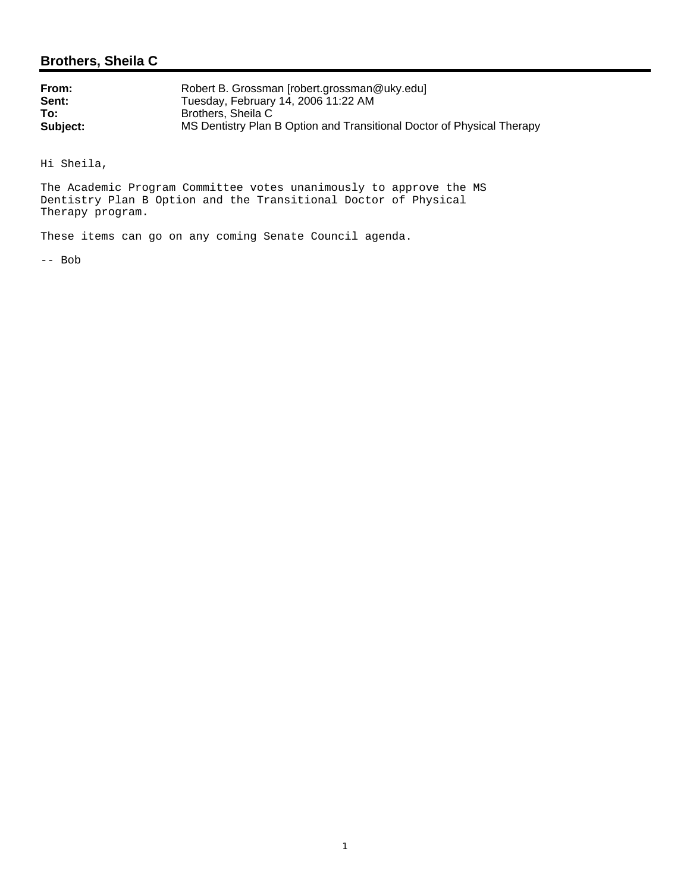## Brothers, Sheila C

**From:** Robert B. Grossman [robert.grossman@uky.edu]
**Sent:** Tuesday, February 14, 2006 11:22 AM
**To:** Brothers, Sheila C
**Subject:** MS Dentistry Plan B Option and Transitional Doctor of Physical Therapy

Hi Sheila,

The Academic Program Committee votes unanimously to approve the MS Dentistry Plan B Option and the Transitional Doctor of Physical Therapy program.

These items can go on any coming Senate Council agenda.

-- Bob